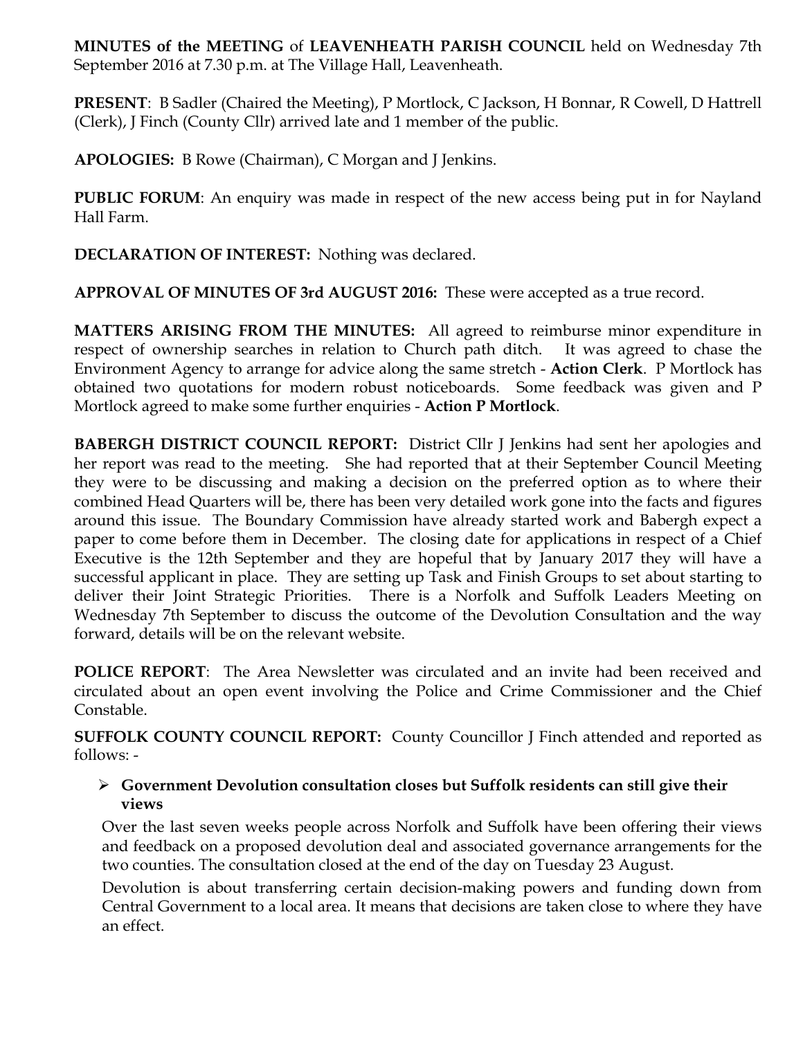**MINUTES of the MEETING** of **LEAVENHEATH PARISH COUNCIL** held on Wednesday 7th September 2016 at 7.30 p.m. at The Village Hall, Leavenheath.

**PRESENT**: B Sadler (Chaired the Meeting), P Mortlock, C Jackson, H Bonnar, R Cowell, D Hattrell (Clerk), J Finch (County Cllr) arrived late and 1 member of the public.

**APOLOGIES:** B Rowe (Chairman), C Morgan and J Jenkins.

**PUBLIC FORUM**: An enquiry was made in respect of the new access being put in for Nayland Hall Farm.

**DECLARATION OF INTEREST:** Nothing was declared.

**APPROVAL OF MINUTES OF 3rd AUGUST 2016:** These were accepted as a true record.

**MATTERS ARISING FROM THE MINUTES:** All agreed to reimburse minor expenditure in respect of ownership searches in relation to Church path ditch. It was agreed to chase the Environment Agency to arrange for advice along the same stretch - **Action Clerk**. P Mortlock has obtained two quotations for modern robust noticeboards. Some feedback was given and P Mortlock agreed to make some further enquiries - **Action P Mortlock**.

**BABERGH DISTRICT COUNCIL REPORT:** District Cllr J Jenkins had sent her apologies and her report was read to the meeting. She had reported that at their September Council Meeting they were to be discussing and making a decision on the preferred option as to where their combined Head Quarters will be, there has been very detailed work gone into the facts and figures around this issue. The Boundary Commission have already started work and Babergh expect a paper to come before them in December. The closing date for applications in respect of a Chief Executive is the 12th September and they are hopeful that by January 2017 they will have a successful applicant in place. They are setting up Task and Finish Groups to set about starting to deliver their Joint Strategic Priorities. There is a Norfolk and Suffolk Leaders Meeting on Wednesday 7th September to discuss the outcome of the Devolution Consultation and the way forward, details will be on the relevant website.

**POLICE REPORT**: The Area Newsletter was circulated and an invite had been received and circulated about an open event involving the Police and Crime Commissioner and the Chief Constable.

**SUFFOLK COUNTY COUNCIL REPORT:** County Councillor J Finch attended and reported as follows: -

- **Government Devolution consultation closes but Suffolk residents can still give their views**

  Over the last seven weeks people across Norfolk and Suffolk have been offering their views and feedback on a proposed devolution deal and associated governance arrangements for the two counties. The consultation closed at the end of the day on Tuesday 23 August.

  Devolution is about transferring certain decision-making powers and funding down from Central Government to a local area. It means that decisions are taken close to where they have an effect.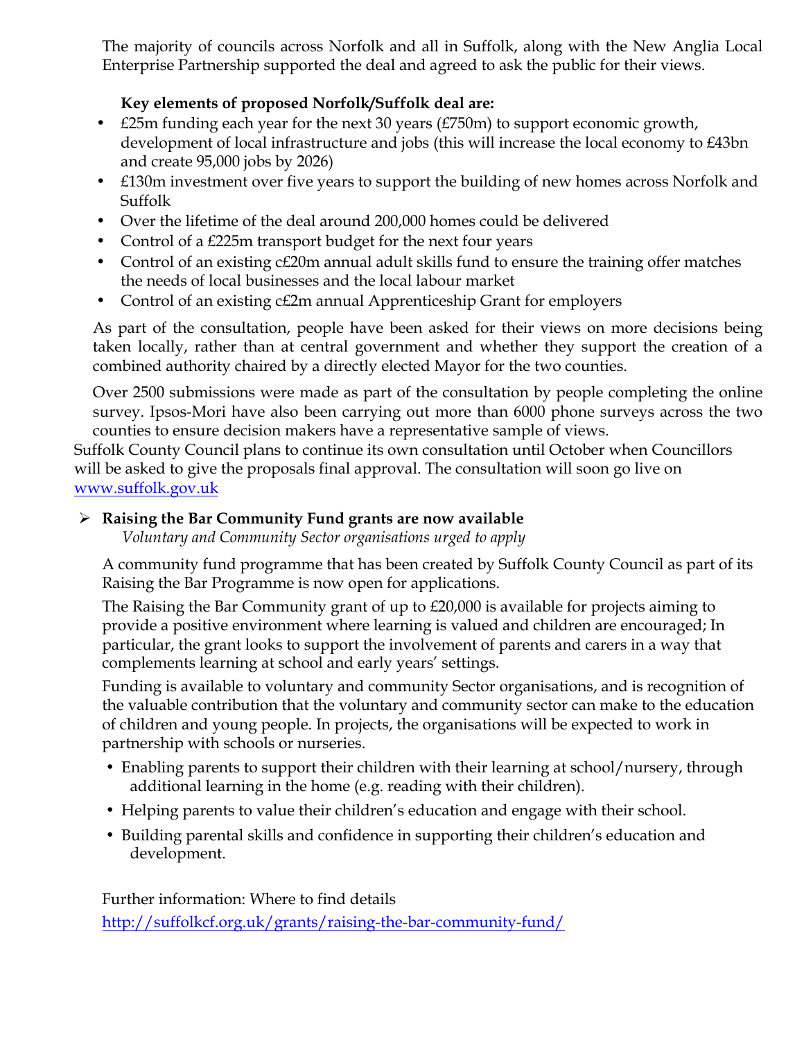The majority of councils across Norfolk and all in Suffolk, along with the New Anglia Local Enterprise Partnership supported the deal and agreed to ask the public for their views.

**Key elements of proposed Norfolk/Suffolk deal are:**

- £25m funding each year for the next 30 years (£750m) to support economic growth, development of local infrastructure and jobs (this will increase the local economy to £43bn and create 95,000 jobs by 2026)
- £130m investment over five years to support the building of new homes across Norfolk and Suffolk
- Over the lifetime of the deal around 200,000 homes could be delivered
- Control of a £225m transport budget for the next four years
- Control of an existing c£20m annual adult skills fund to ensure the training offer matches the needs of local businesses and the local labour market
- Control of an existing c£2m annual Apprenticeship Grant for employers

As part of the consultation, people have been asked for their views on more decisions being taken locally, rather than at central government and whether they support the creation of a combined authority chaired by a directly elected Mayor for the two counties.

Over 2500 submissions were made as part of the consultation by people completing the online survey. Ipsos-Mori have also been carrying out more than 6000 phone surveys across the two counties to ensure decision makers have a representative sample of views.

Suffolk County Council plans to continue its own consultation until October when Councillors will be asked to give the proposals final approval. The consultation will soon go live on www.suffolk.gov.uk

- **Raising the Bar Community Fund grants are now available**
  *Voluntary and Community Sector organisations urged to apply*

A community fund programme that has been created by Suffolk County Council as part of its Raising the Bar Programme is now open for applications.

The Raising the Bar Community grant of up to £20,000 is available for projects aiming to provide a positive environment where learning is valued and children are encouraged; In particular, the grant looks to support the involvement of parents and carers in a way that complements learning at school and early years' settings.

Funding is available to voluntary and community Sector organisations, and is recognition of the valuable contribution that the voluntary and community sector can make to the education of children and young people. In projects, the organisations will be expected to work in partnership with schools or nurseries.

- Enabling parents to support their children with their learning at school/nursery, through additional learning in the home (e.g. reading with their children).
- Helping parents to value their children's education and engage with their school.
- Building parental skills and confidence in supporting their children's education and development.

Further information: Where to find details

http://suffolkcf.org.uk/grants/raising-the-bar-community-fund/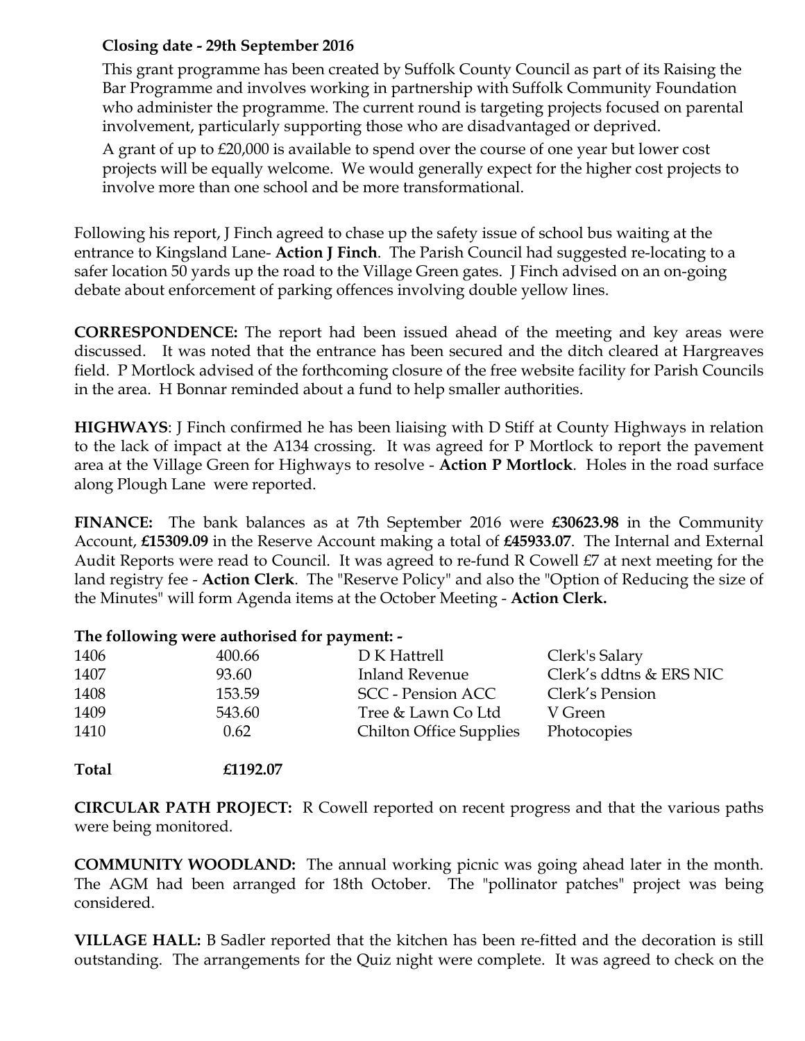**Closing date - 29th September 2016**

This grant programme has been created by Suffolk County Council as part of its Raising the Bar Programme and involves working in partnership with Suffolk Community Foundation who administer the programme. The current round is targeting projects focused on parental involvement, particularly supporting those who are disadvantaged or deprived.

A grant of up to £20,000 is available to spend over the course of one year but lower cost projects will be equally welcome. We would generally expect for the higher cost projects to involve more than one school and be more transformational.

Following his report, J Finch agreed to chase up the safety issue of school bus waiting at the entrance to Kingsland Lane- **Action J Finch**. The Parish Council had suggested re-locating to a safer location 50 yards up the road to the Village Green gates. J Finch advised on an on-going debate about enforcement of parking offences involving double yellow lines.

**CORRESPONDENCE:** The report had been issued ahead of the meeting and key areas were discussed. It was noted that the entrance has been secured and the ditch cleared at Hargreaves field. P Mortlock advised of the forthcoming closure of the free website facility for Parish Councils in the area. H Bonnar reminded about a fund to help smaller authorities.

**HIGHWAYS**: J Finch confirmed he has been liaising with D Stiff at County Highways in relation to the lack of impact at the A134 crossing. It was agreed for P Mortlock to report the pavement area at the Village Green for Highways to resolve - **Action P Mortlock**. Holes in the road surface along Plough Lane were reported.

**FINANCE:** The bank balances as at 7th September 2016 were **£30623.98** in the Community Account, **£15309.09** in the Reserve Account making a total of **£45933.07**. The Internal and External Audit Reports were read to Council. It was agreed to re-fund R Cowell £7 at next meeting for the land registry fee - **Action Clerk**. The "Reserve Policy" and also the "Option of Reducing the size of the Minutes" will form Agenda items at the October Meeting - **Action Clerk.**

**The following were authorised for payment: -**

| | | | |
|---|---|---|---|
| 1406 | 400.66 | D K Hattrell | Clerk's Salary |
| 1407 | 93.60 | Inland Revenue | Clerk's ddtns & ERS NIC |
| 1408 | 153.59 | SCC - Pension ACC | Clerk's Pension |
| 1409 | 543.60 | Tree & Lawn Co Ltd | V Green |
| 1410 | 0.62 | Chilton Office Supplies | Photocopies |
| **Total** | **£1192.07** | | |

**CIRCULAR PATH PROJECT:** R Cowell reported on recent progress and that the various paths were being monitored.

**COMMUNITY WOODLAND:** The annual working picnic was going ahead later in the month. The AGM had been arranged for 18th October. The "pollinator patches" project was being considered.

**VILLAGE HALL:** B Sadler reported that the kitchen has been re-fitted and the decoration is still outstanding. The arrangements for the Quiz night were complete. It was agreed to check on the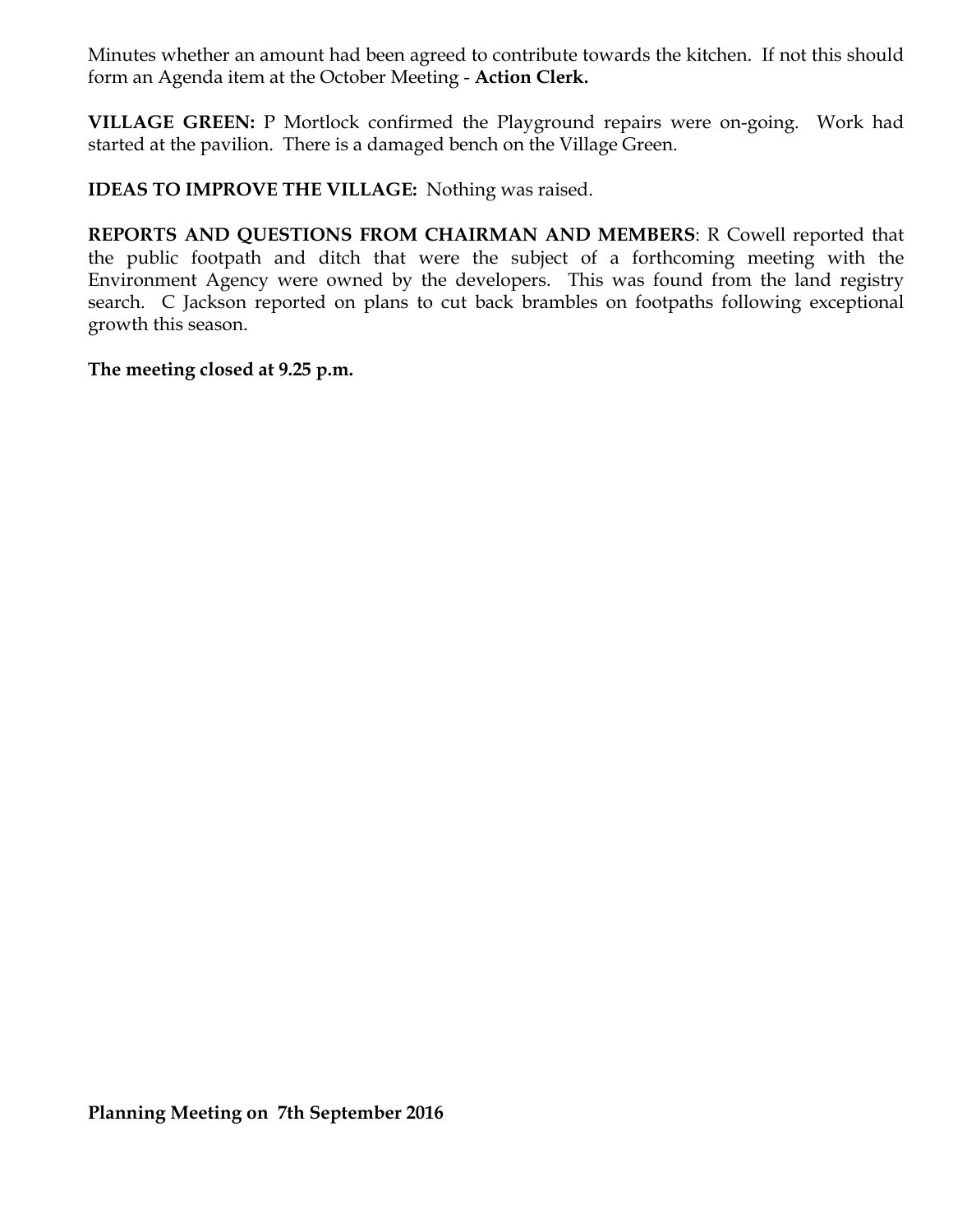Minutes whether an amount had been agreed to contribute towards the kitchen. If not this should form an Agenda item at the October Meeting - **Action Clerk.**

**VILLAGE GREEN:** P Mortlock confirmed the Playground repairs were on-going. Work had started at the pavilion. There is a damaged bench on the Village Green.

**IDEAS TO IMPROVE THE VILLAGE:** Nothing was raised.

**REPORTS AND QUESTIONS FROM CHAIRMAN AND MEMBERS**: R Cowell reported that the public footpath and ditch that were the subject of a forthcoming meeting with the Environment Agency were owned by the developers. This was found from the land registry search. C Jackson reported on plans to cut back brambles on footpaths following exceptional growth this season.

**The meeting closed at 9.25 p.m.**

**Planning Meeting on 7th September 2016**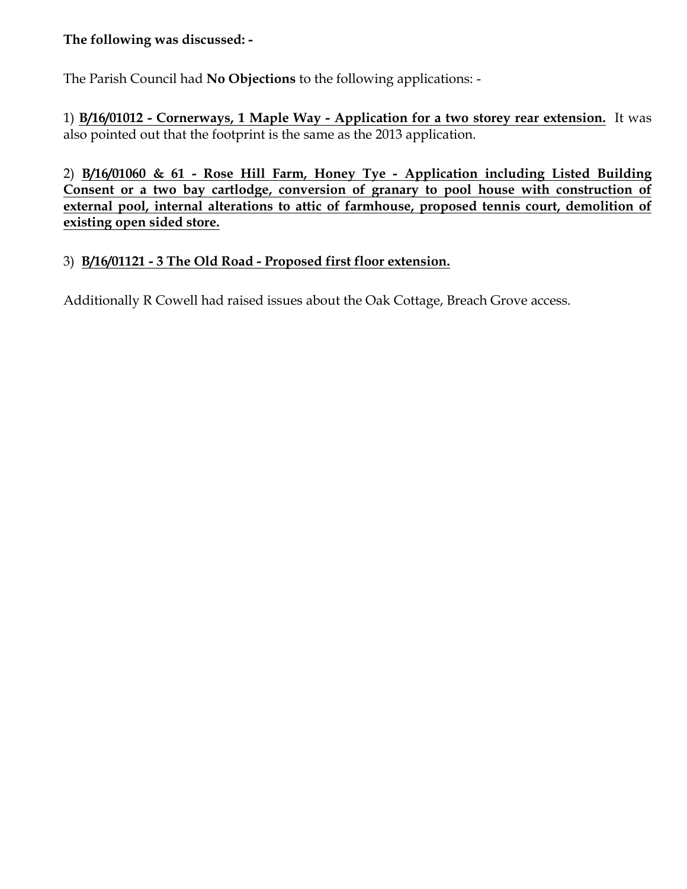**The following was discussed: -**

The Parish Council had **No Objections** to the following applications: -

1) **B/16/01012 - Cornerways, 1 Maple Way - Application for a two storey rear extension.** It was also pointed out that the footprint is the same as the 2013 application.

2) **B/16/01060 & 61 - Rose Hill Farm, Honey Tye - Application including Listed Building Consent or a two bay cartlodge, conversion of granary to pool house with construction of external pool, internal alterations to attic of farmhouse, proposed tennis court, demolition of existing open sided store.**

3) **B/16/01121 - 3 The Old Road - Proposed first floor extension.**

Additionally R Cowell had raised issues about the Oak Cottage, Breach Grove access.